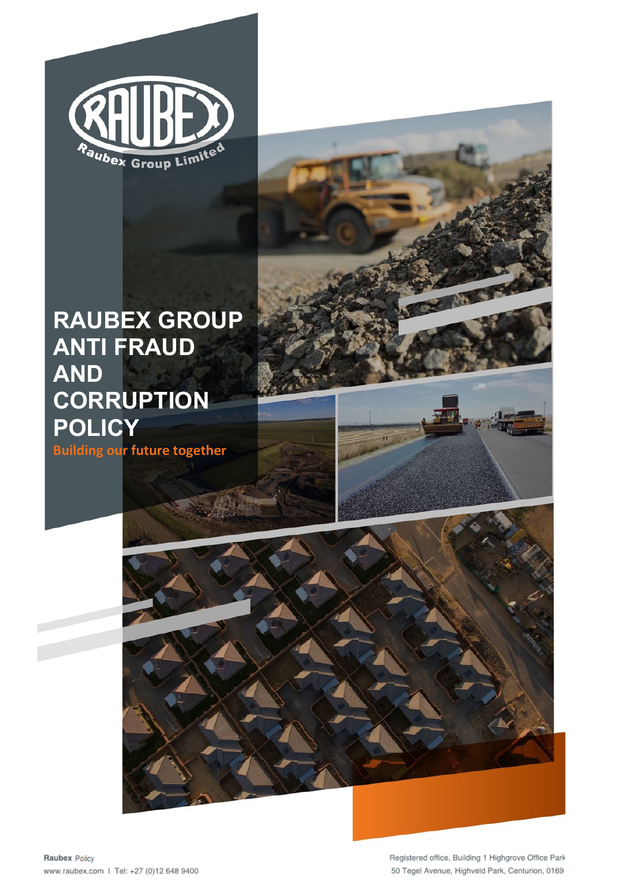Raubex Group Limited

# RAUBEX GROUP ANTI FRAUD AND CORRUPTION POLICY

**Building our future together**

Raubex Policy
www.raubex.com I Tel: +27 (0)12 648 9400

Registered office, Building 1 Highgrove Office Park
50 Tegel Avenue, Highveld Park, Centurion, 0169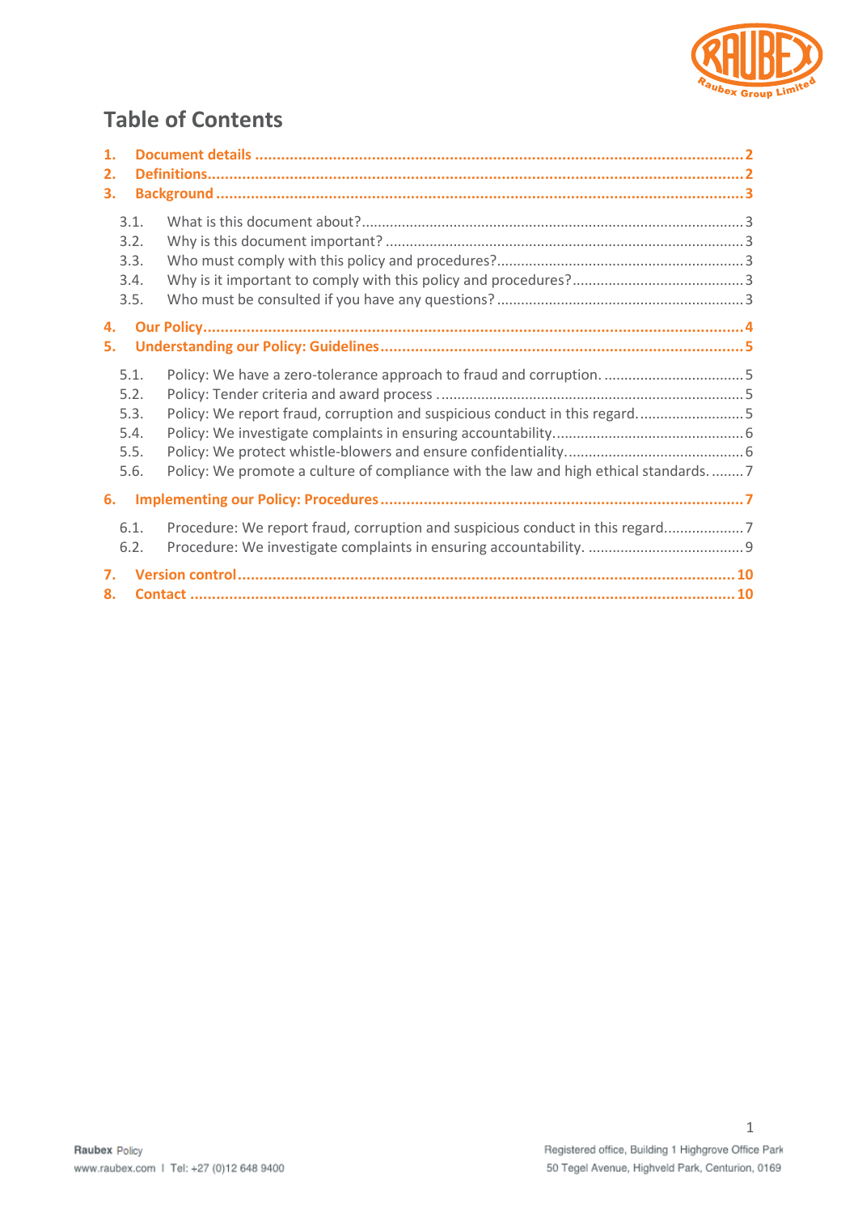# Table of Contents

1. **Document details** ... 2
2. **Definitions** ... 2
3. **Background** ... 3
   - 3.1. What is this document about? ... 3
   - 3.2. Why is this document important? ... 3
   - 3.3. Who must comply with this policy and procedures? ... 3
   - 3.4. Why is it important to comply with this policy and procedures? ... 3
   - 3.5. Who must be consulted if you have any questions? ... 3
4. **Our Policy** ... 4
5. **Understanding our Policy: Guidelines** ... 5
   - 5.1. Policy: We have a zero-tolerance approach to fraud and corruption. ... 5
   - 5.2. Policy: Tender criteria and award process ... 5
   - 5.3. Policy: We report fraud, corruption and suspicious conduct in this regard. ... 5
   - 5.4. Policy: We investigate complaints in ensuring accountability. ... 6
   - 5.5. Policy: We protect whistle-blowers and ensure confidentiality. ... 6
   - 5.6. Policy: We promote a culture of compliance with the law and high ethical standards. ... 7
6. **Implementing our Policy: Procedures** ... 7
   - 6.1. Procedure: We report fraud, corruption and suspicious conduct in this regard. ... 7
   - 6.2. Procedure: We investigate complaints in ensuring accountability. ... 9
7. **Version control** ... 10
8. **Contact** ... 10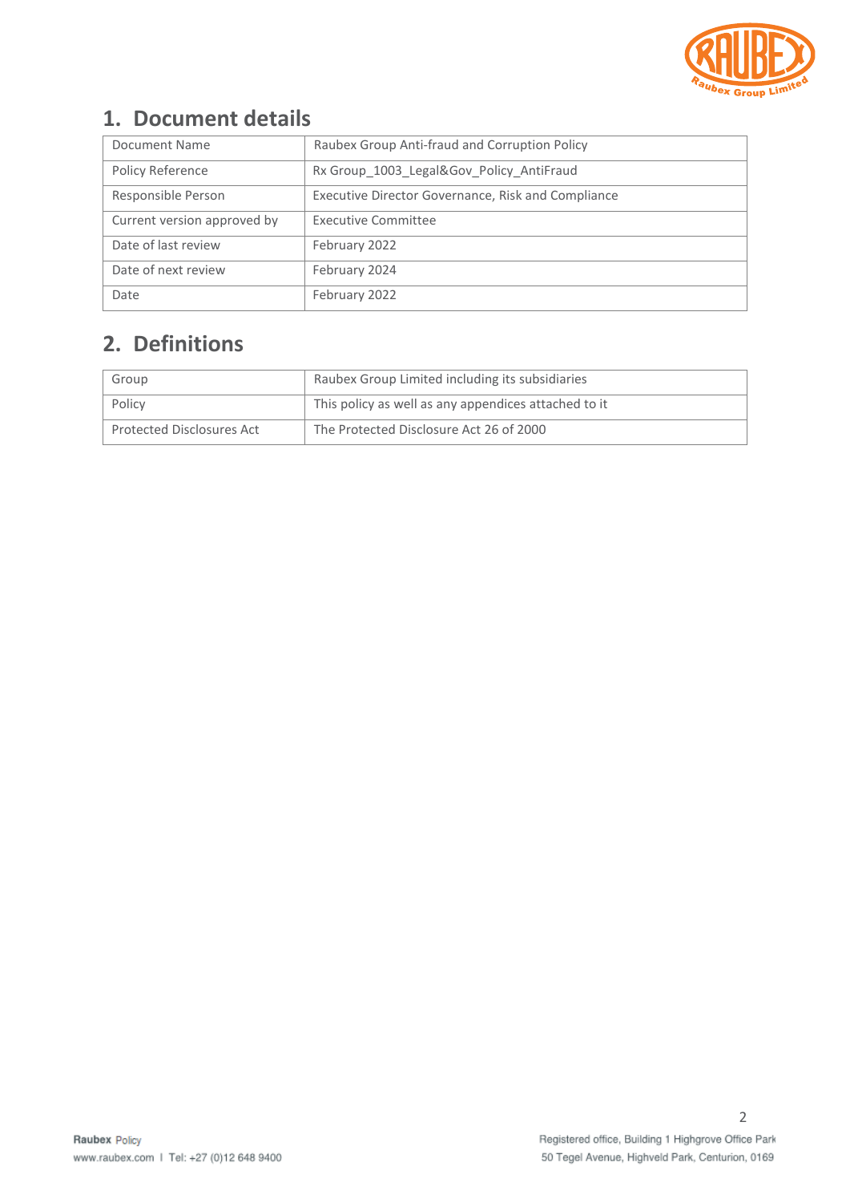## 1. Document details

| Document Name | Raubex Group Anti-fraud and Corruption Policy |
|---|---|
| Policy Reference | Rx Group_1003_Legal&Gov_Policy_AntiFraud |
| Responsible Person | Executive Director Governance, Risk and Compliance |
| Current version approved by | Executive Committee |
| Date of last review | February 2022 |
| Date of next review | February 2024 |
| Date | February 2022 |

## 2. Definitions

| Group | Raubex Group Limited including its subsidiaries |
|---|---|
| Policy | This policy as well as any appendices attached to it |
| Protected Disclosures Act | The Protected Disclosure Act 26 of 2000 |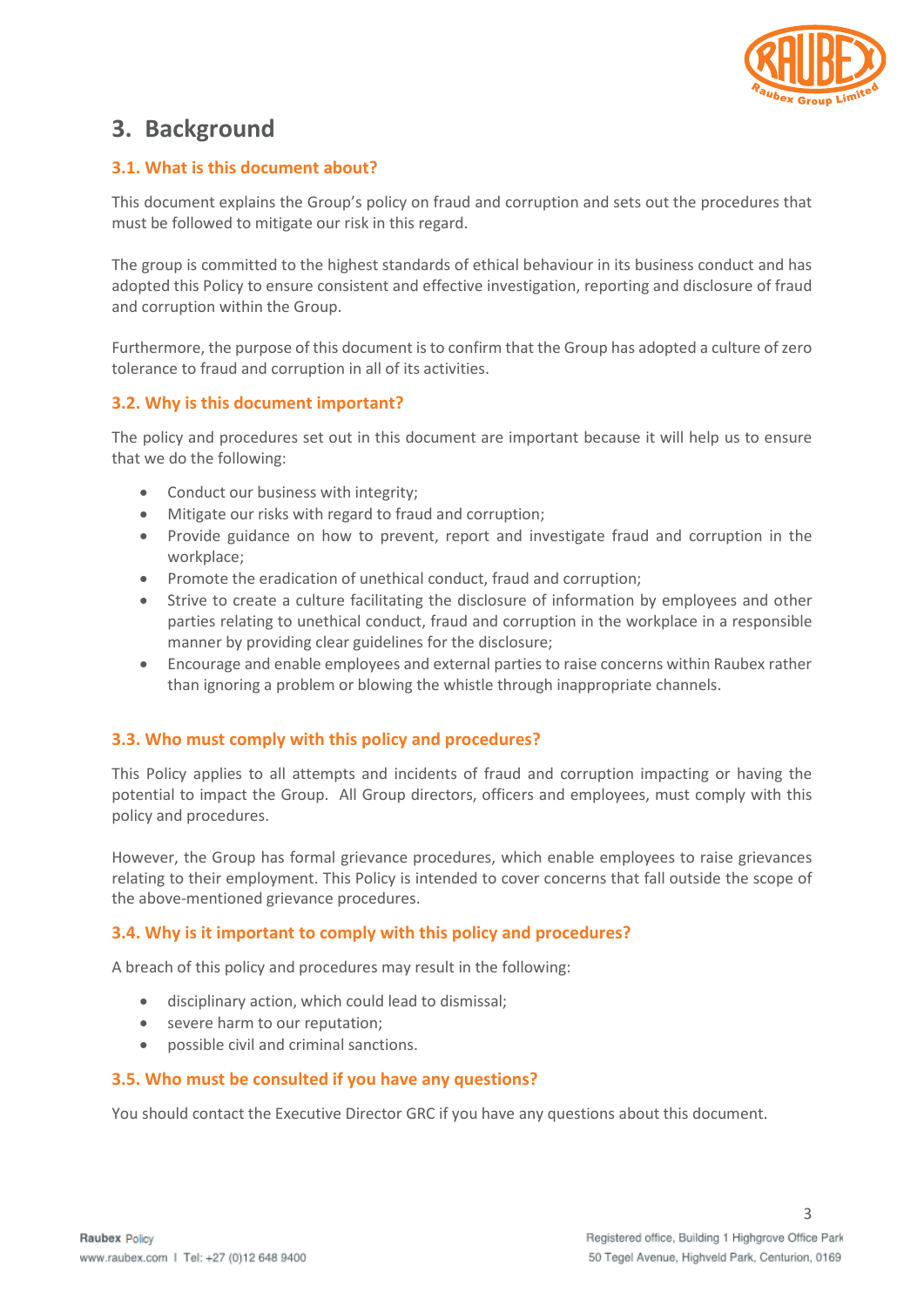# 3. Background

## 3.1. What is this document about?

This document explains the Group's policy on fraud and corruption and sets out the procedures that must be followed to mitigate our risk in this regard.

The group is committed to the highest standards of ethical behaviour in its business conduct and has adopted this Policy to ensure consistent and effective investigation, reporting and disclosure of fraud and corruption within the Group.

Furthermore, the purpose of this document is to confirm that the Group has adopted a culture of zero tolerance to fraud and corruption in all of its activities.

## 3.2. Why is this document important?

The policy and procedures set out in this document are important because it will help us to ensure that we do the following:

- Conduct our business with integrity;
- Mitigate our risks with regard to fraud and corruption;
- Provide guidance on how to prevent, report and investigate fraud and corruption in the workplace;
- Promote the eradication of unethical conduct, fraud and corruption;
- Strive to create a culture facilitating the disclosure of information by employees and other parties relating to unethical conduct, fraud and corruption in the workplace in a responsible manner by providing clear guidelines for the disclosure;
- Encourage and enable employees and external parties to raise concerns within Raubex rather than ignoring a problem or blowing the whistle through inappropriate channels.

## 3.3. Who must comply with this policy and procedures?

This Policy applies to all attempts and incidents of fraud and corruption impacting or having the potential to impact the Group. All Group directors, officers and employees, must comply with this policy and procedures.

However, the Group has formal grievance procedures, which enable employees to raise grievances relating to their employment. This Policy is intended to cover concerns that fall outside the scope of the above-mentioned grievance procedures.

## 3.4. Why is it important to comply with this policy and procedures?

A breach of this policy and procedures may result in the following:

- disciplinary action, which could lead to dismissal;
- severe harm to our reputation;
- possible civil and criminal sanctions.

## 3.5. Who must be consulted if you have any questions?

You should contact the Executive Director GRC if you have any questions about this document.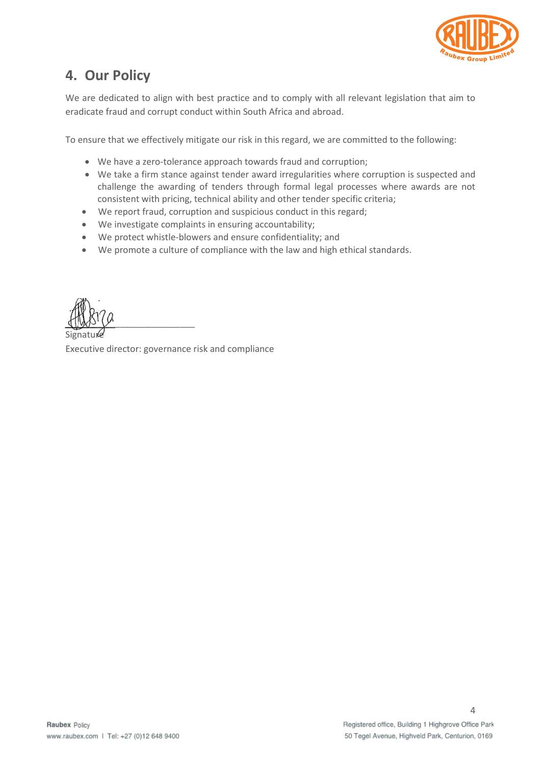## 4. Our Policy

We are dedicated to align with best practice and to comply with all relevant legislation that aim to eradicate fraud and corrupt conduct within South Africa and abroad.

To ensure that we effectively mitigate our risk in this regard, we are committed to the following:

- We have a zero-tolerance approach towards fraud and corruption;
- We take a firm stance against tender award irregularities where corruption is suspected and challenge the awarding of tenders through formal legal processes where awards are not consistent with pricing, technical ability and other tender specific criteria;
- We report fraud, corruption and suspicious conduct in this regard;
- We investigate complaints in ensuring accountability;
- We protect whistle-blowers and ensure confidentiality; and
- We promote a culture of compliance with the law and high ethical standards.

_______________________
Signature
Executive director: governance risk and compliance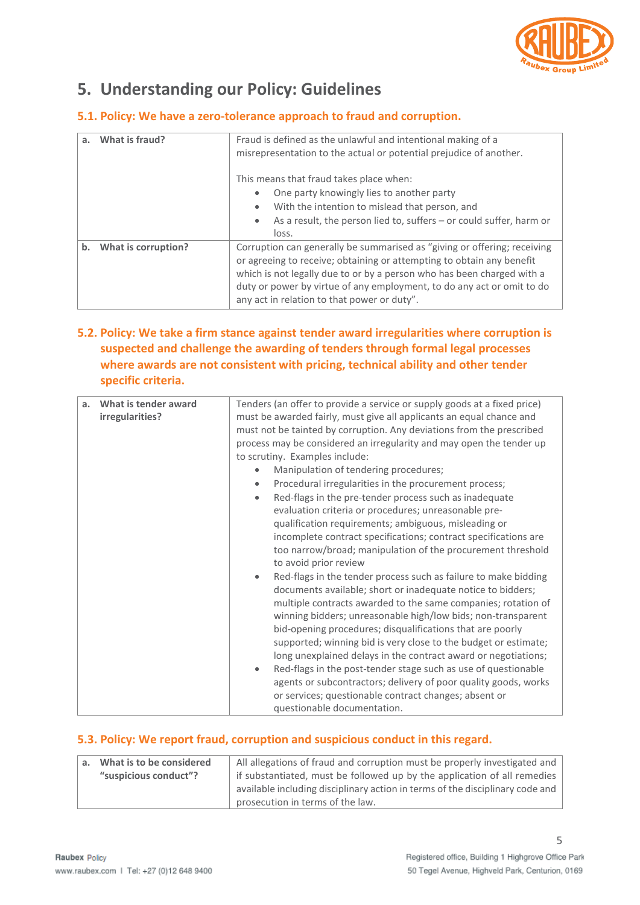# 5. Understanding our Policy: Guidelines

## 5.1. Policy: We have a zero-tolerance approach to fraud and corruption.

| | |
|---|---|
| **a. What is fraud?** | Fraud is defined as the unlawful and intentional making of a misrepresentation to the actual or potential prejudice of another.<br><br>This means that fraud takes place when:<br>• One party knowingly lies to another party<br>• With the intention to mislead that person, and<br>• As a result, the person lied to, suffers – or could suffer, harm or loss. |
| **b. What is corruption?** | Corruption can generally be summarised as "giving or offering; receiving or agreeing to receive; obtaining or attempting to obtain any benefit which is not legally due to or by a person who has been charged with a duty or power by virtue of any employment, to do any act or omit to do any act in relation to that power or duty". |

## 5.2. Policy: We take a firm stance against tender award irregularities where corruption is suspected and challenge the awarding of tenders through formal legal processes where awards are not consistent with pricing, technical ability and other tender specific criteria.

| | |
|---|---|
| **a. What is tender award irregularities?** | Tenders (an offer to provide a service or supply goods at a fixed price) must be awarded fairly, must give all applicants an equal chance and must not be tainted by corruption. Any deviations from the prescribed process may be considered an irregularity and may open the tender up to scrutiny. Examples include:<br>• Manipulation of tendering procedures;<br>• Procedural irregularities in the procurement process;<br>• Red-flags in the pre-tender process such as inadequate evaluation criteria or procedures; unreasonable pre-qualification requirements; ambiguous, misleading or incomplete contract specifications; contract specifications are too narrow/broad; manipulation of the procurement threshold to avoid prior review<br>• Red-flags in the tender process such as failure to make bidding documents available; short or inadequate notice to bidders; multiple contracts awarded to the same companies; rotation of winning bidders; unreasonable high/low bids; non-transparent bid-opening procedures; disqualifications that are poorly supported; winning bid is very close to the budget or estimate; long unexplained delays in the contract award or negotiations;<br>• Red-flags in the post-tender stage such as use of questionable agents or subcontractors; delivery of poor quality goods, works or services; questionable contract changes; absent or questionable documentation. |

## 5.3. Policy: We report fraud, corruption and suspicious conduct in this regard.

| | |
|---|---|
| **a. What is to be considered "suspicious conduct"?** | All allegations of fraud and corruption must be properly investigated and if substantiated, must be followed up by the application of all remedies available including disciplinary action in terms of the disciplinary code and prosecution in terms of the law. |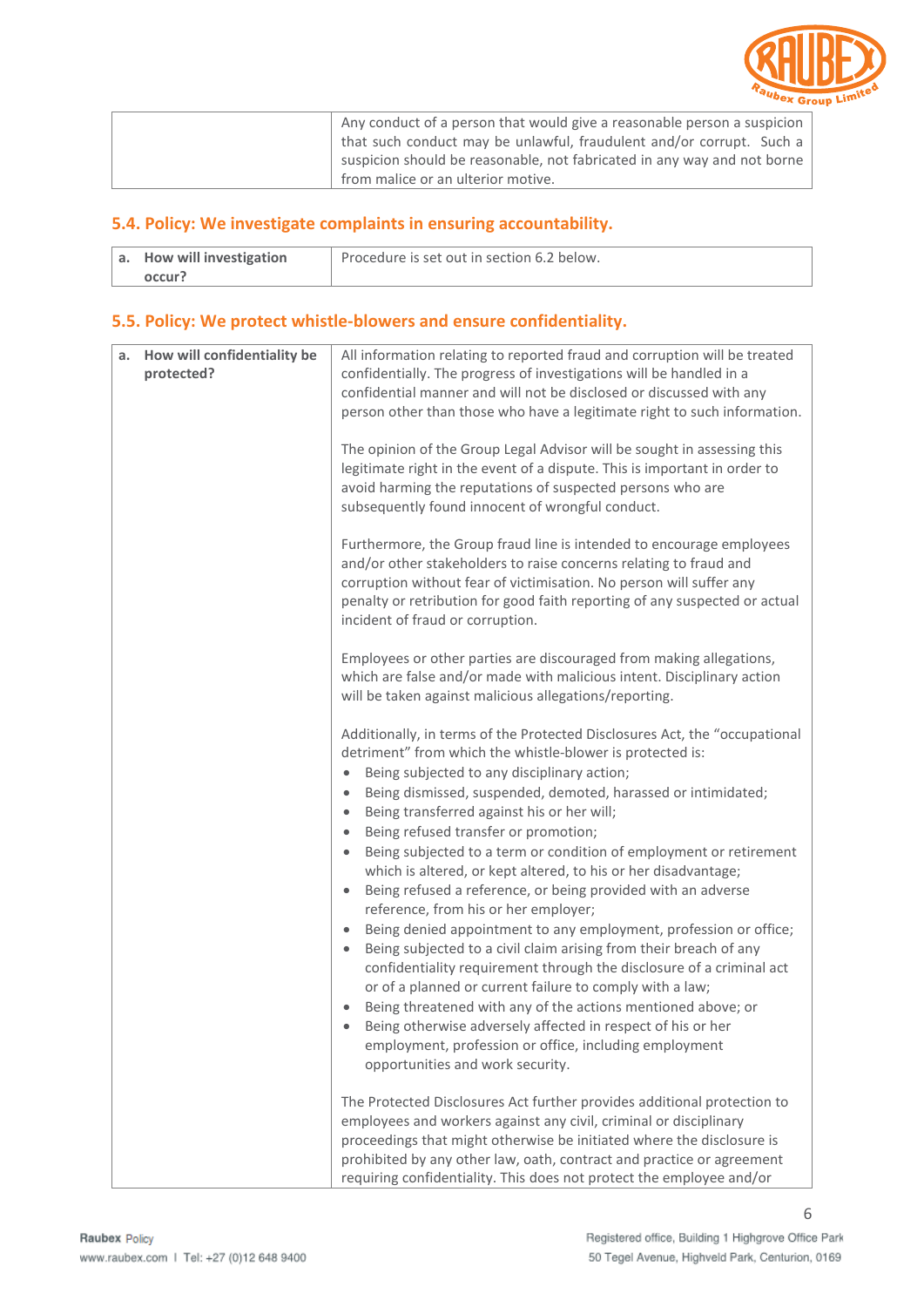|  | Any conduct of a person that would give a reasonable person a suspicion that such conduct may be unlawful, fraudulent and/or corrupt. Such a suspicion should be reasonable, not fabricated in any way and not borne from malice or an ulterior motive. |
|---|---|

## 5.4. Policy: We investigate complaints in ensuring accountability.

| a. **How will investigation occur?** | Procedure is set out in section 6.2 below. |
|---|---|

## 5.5. Policy: We protect whistle-blowers and ensure confidentiality.

| a. **How will confidentiality be protected?** | All information relating to reported fraud and corruption will be treated confidentially. The progress of investigations will be handled in a confidential manner and will not be disclosed or discussed with any person other than those who have a legitimate right to such information.<br><br>The opinion of the Group Legal Advisor will be sought in assessing this legitimate right in the event of a dispute. This is important in order to avoid harming the reputations of suspected persons who are subsequently found innocent of wrongful conduct.<br><br>Furthermore, the Group fraud line is intended to encourage employees and/or other stakeholders to raise concerns relating to fraud and corruption without fear of victimisation. No person will suffer any penalty or retribution for good faith reporting of any suspected or actual incident of fraud or corruption.<br><br>Employees or other parties are discouraged from making allegations, which are false and/or made with malicious intent. Disciplinary action will be taken against malicious allegations/reporting.<br><br>Additionally, in terms of the Protected Disclosures Act, the "occupational detriment" from which the whistle-blower is protected is:<br>• Being subjected to any disciplinary action;<br>• Being dismissed, suspended, demoted, harassed or intimidated;<br>• Being transferred against his or her will;<br>• Being refused transfer or promotion;<br>• Being subjected to a term or condition of employment or retirement which is altered, or kept altered, to his or her disadvantage;<br>• Being refused a reference, or being provided with an adverse reference, from his or her employer;<br>• Being denied appointment to any employment, profession or office;<br>• Being subjected to a civil claim arising from their breach of any confidentiality requirement through the disclosure of a criminal act or of a planned or current failure to comply with a law;<br>• Being threatened with any of the actions mentioned above; or<br>• Being otherwise adversely affected in respect of his or her employment, profession or office, including employment opportunities and work security.<br><br>The Protected Disclosures Act further provides additional protection to employees and workers against any civil, criminal or disciplinary proceedings that might otherwise be initiated where the disclosure is prohibited by any other law, oath, contract and practice or agreement requiring confidentiality. This does not protect the employee and/or |
|---|---|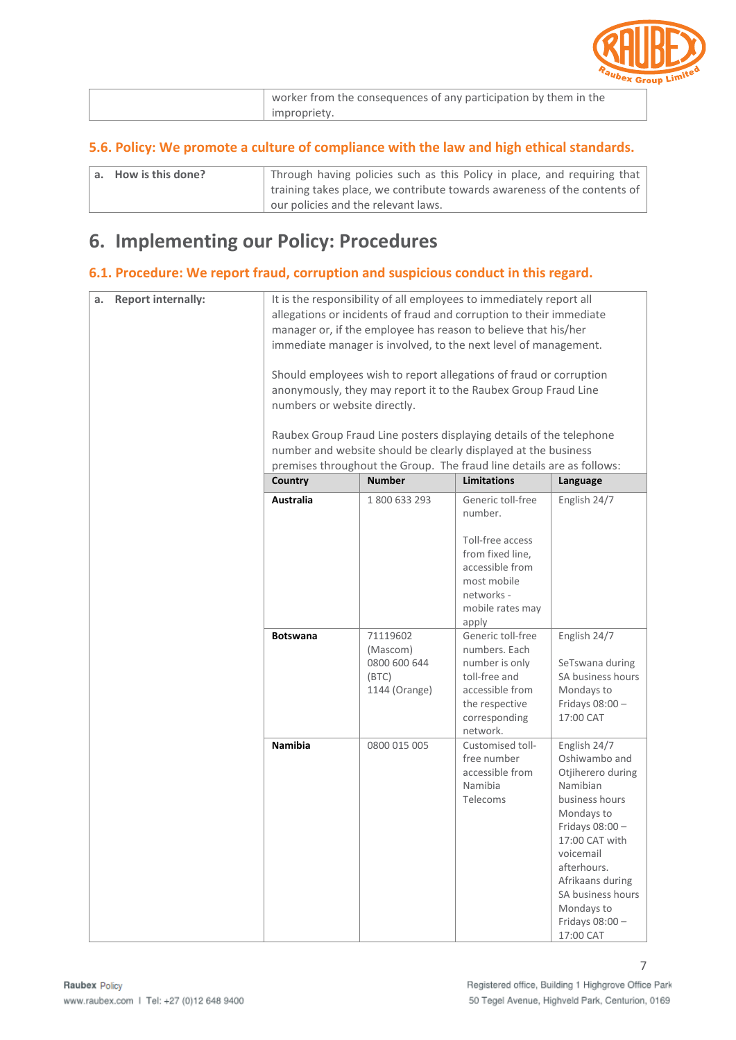| | worker from the consequences of any participation by them in the impropriety. |
|---|---|

### 5.6. Policy: We promote a culture of compliance with the law and high ethical standards.

| a. **How is this done?** | Through having policies such as this Policy in place, and requiring that training takes place, we contribute towards awareness of the contents of our policies and the relevant laws. |
|---|---|

## 6. Implementing our Policy: Procedures

### 6.1. Procedure: We report fraud, corruption and suspicious conduct in this regard.

| a. **Report internally:** | It is the responsibility of all employees to immediately report all allegations or incidents of fraud and corruption to their immediate manager or, if the employee has reason to believe that his/her immediate manager is involved, to the next level of management.<br><br>Should employees wish to report allegations of fraud or corruption anonymously, they may report it to the Raubex Group Fraud Line numbers or website directly.<br><br>Raubex Group Fraud Line posters displaying details of the telephone number and website should be clearly displayed at the business premises throughout the Group. The fraud line details are as follows: |
|---|---|

| Country | Number | Limitations | Language |
|---|---|---|---|
| **Australia** | 1 800 633 293 | Generic toll-free number.<br><br>Toll-free access from fixed line, accessible from most mobile networks - mobile rates may apply | English 24/7 |
| **Botswana** | 71119602 (Mascom)<br>0800 600 644 (BTC)<br>1144 (Orange) | Generic toll-free numbers. Each number is only toll-free and accessible from the respective corresponding network. | English 24/7<br><br>SeTswana during SA business hours Mondays to Fridays 08:00 – 17:00 CAT |
| **Namibia** | 0800 015 005 | Customised toll-free number accessible from Namibia Telecoms | English 24/7<br>Oshiwambo and Otjiherero during Namibian business hours Mondays to Fridays 08:00 – 17:00 CAT with voicemail afterhours.<br>Afrikaans during SA business hours Mondays to Fridays 08:00 – 17:00 CAT |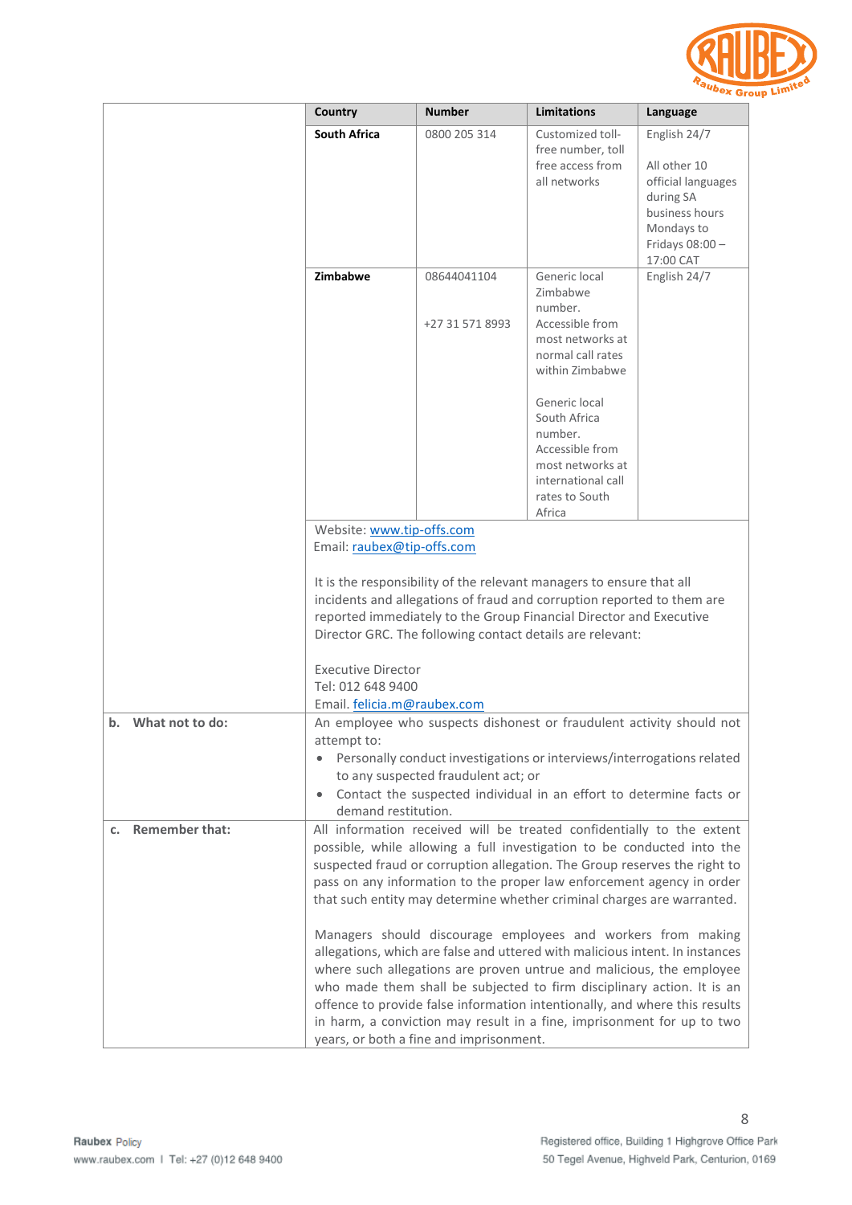| Country | Number | Limitations | Language |
|---|---|---|---|
| **South Africa** | 0800 205 314 | Customized toll-free number, toll free access from all networks | English 24/7<br><br>All other 10 official languages during SA business hours Mondays to Fridays 08:00 – 17:00 CAT |
| **Zimbabwe** | 08644041104<br><br>+27 31 571 8993 | Generic local Zimbabwe number. Accessible from most networks at normal call rates within Zimbabwe<br><br>Generic local South Africa number. Accessible from most networks at international call rates to South Africa | English 24/7 |

Website: www.tip-offs.com
Email: raubex@tip-offs.com

It is the responsibility of the relevant managers to ensure that all incidents and allegations of fraud and corruption reported to them are reported immediately to the Group Financial Director and Executive Director GRC. The following contact details are relevant:

Executive Director
Tel: 012 648 9400
Email. felicia.m@raubex.com

**b. What not to do:**

An employee who suspects dishonest or fraudulent activity should not attempt to:

- Personally conduct investigations or interviews/interrogations related to any suspected fraudulent act; or
- Contact the suspected individual in an effort to determine facts or demand restitution.

**c. Remember that:**

All information received will be treated confidentially to the extent possible, while allowing a full investigation to be conducted into the suspected fraud or corruption allegation. The Group reserves the right to pass on any information to the proper law enforcement agency in order that such entity may determine whether criminal charges are warranted.

Managers should discourage employees and workers from making allegations, which are false and uttered with malicious intent. In instances where such allegations are proven untrue and malicious, the employee who made them shall be subjected to firm disciplinary action. It is an offence to provide false information intentionally, and where this results in harm, a conviction may result in a fine, imprisonment for up to two years, or both a fine and imprisonment.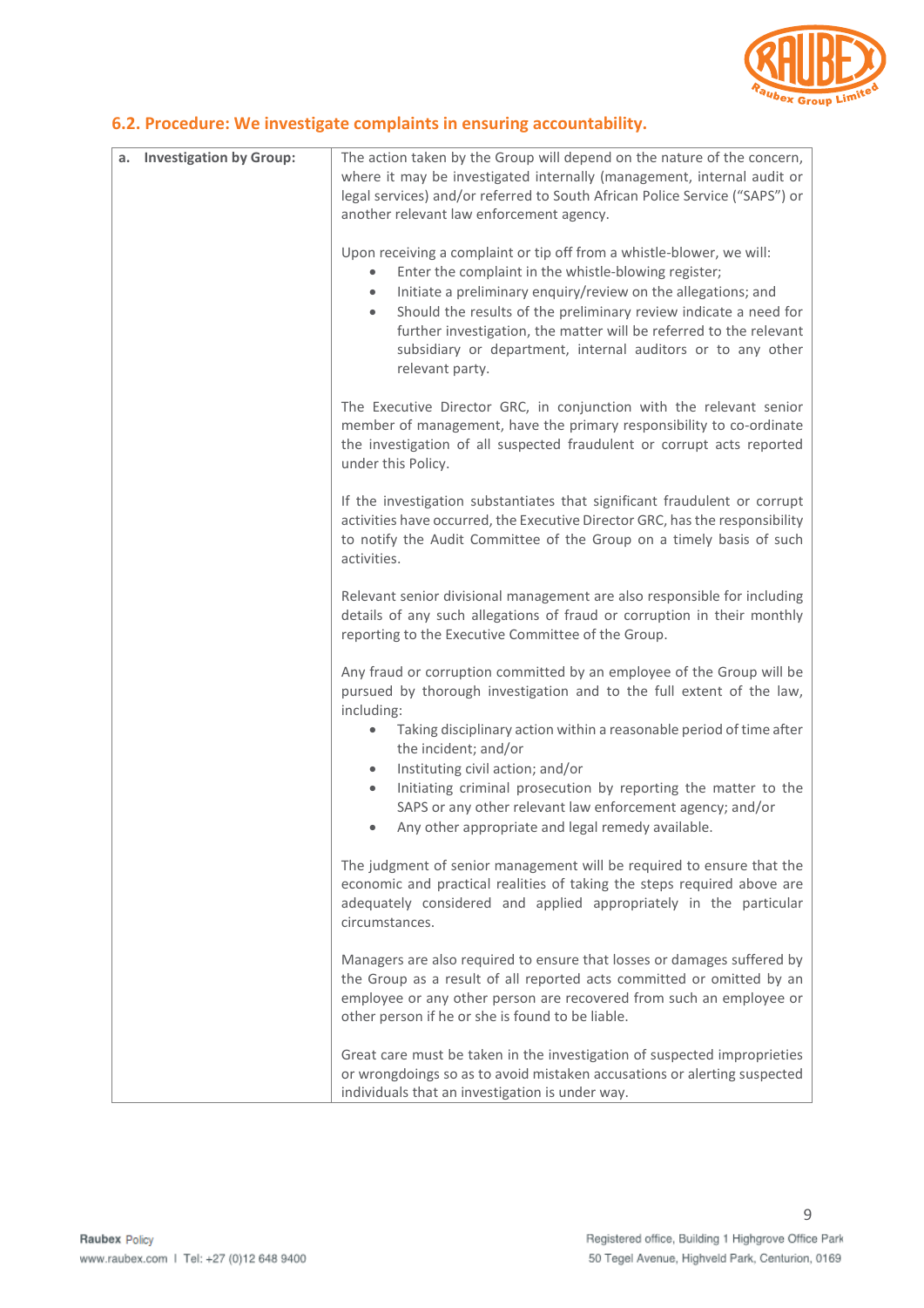## 6.2. Procedure: We investigate complaints in ensuring accountability.

| **a. Investigation by Group:** | The action taken by the Group will depend on the nature of the concern, where it may be investigated internally (management, internal audit or legal services) and/or referred to South African Police Service ("SAPS") or another relevant law enforcement agency.<br><br>Upon receiving a complaint or tip off from a whistle-blower, we will:<br>• Enter the complaint in the whistle-blowing register;<br>• Initiate a preliminary enquiry/review on the allegations; and<br>• Should the results of the preliminary review indicate a need for further investigation, the matter will be referred to the relevant subsidiary or department, internal auditors or to any other relevant party.<br><br>The Executive Director GRC, in conjunction with the relevant senior member of management, have the primary responsibility to co-ordinate the investigation of all suspected fraudulent or corrupt acts reported under this Policy.<br><br>If the investigation substantiates that significant fraudulent or corrupt activities have occurred, the Executive Director GRC, has the responsibility to notify the Audit Committee of the Group on a timely basis of such activities.<br><br>Relevant senior divisional management are also responsible for including details of any such allegations of fraud or corruption in their monthly reporting to the Executive Committee of the Group.<br><br>Any fraud or corruption committed by an employee of the Group will be pursued by thorough investigation and to the full extent of the law, including:<br>• Taking disciplinary action within a reasonable period of time after the incident; and/or<br>• Instituting civil action; and/or<br>• Initiating criminal prosecution by reporting the matter to the SAPS or any other relevant law enforcement agency; and/or<br>• Any other appropriate and legal remedy available.<br><br>The judgment of senior management will be required to ensure that the economic and practical realities of taking the steps required above are adequately considered and applied appropriately in the particular circumstances.<br><br>Managers are also required to ensure that losses or damages suffered by the Group as a result of all reported acts committed or omitted by an employee or any other person are recovered from such an employee or other person if he or she is found to be liable.<br><br>Great care must be taken in the investigation of suspected improprieties or wrongdoings so as to avoid mistaken accusations or alerting suspected individuals that an investigation is under way. |
|---|---|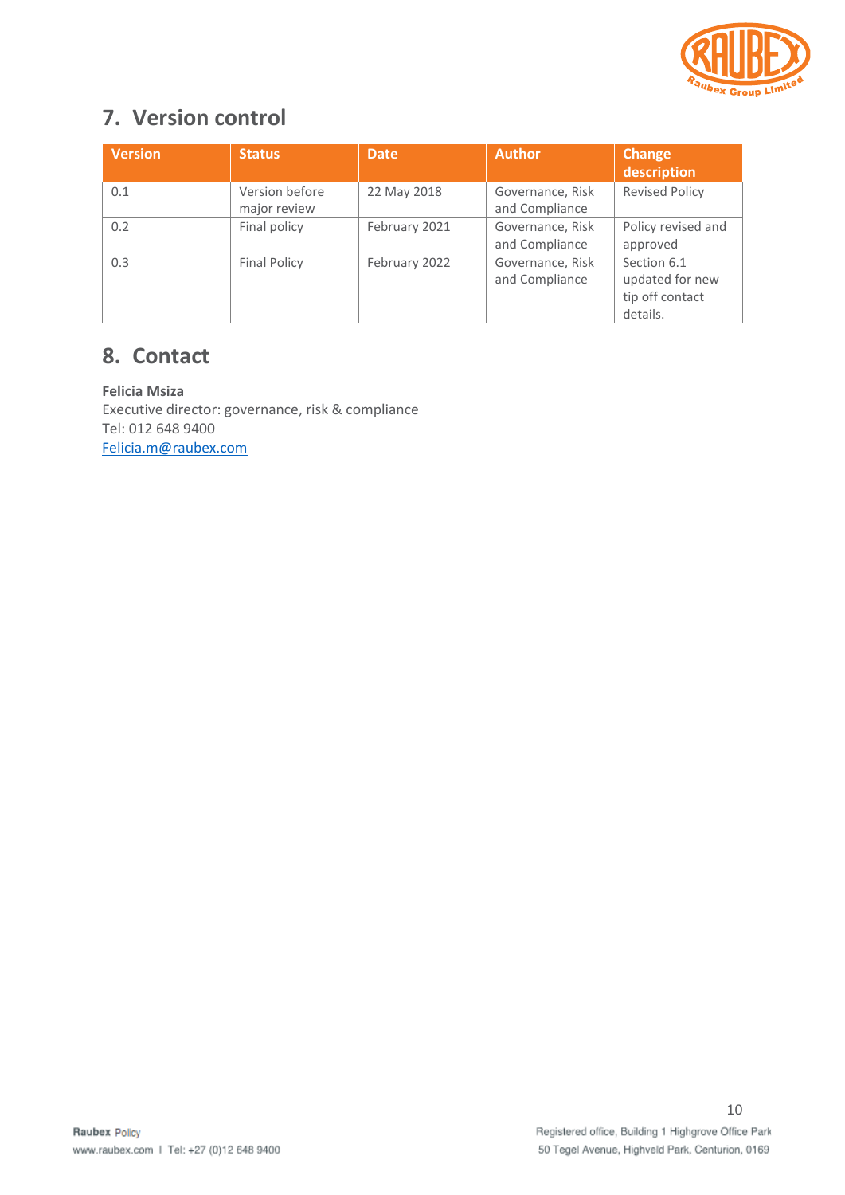## 7. Version control

| Version | Status | Date | Author | Change description |
|---|---|---|---|---|
| 0.1 | Version before major review | 22 May 2018 | Governance, Risk and Compliance | Revised Policy |
| 0.2 | Final policy | February 2021 | Governance, Risk and Compliance | Policy revised and approved |
| 0.3 | Final Policy | February 2022 | Governance, Risk and Compliance | Section 6.1 updated for new tip off contact details. |

## 8. Contact

**Felicia Msiza**
Executive director: governance, risk & compliance
Tel: 012 648 9400
Felicia.m@raubex.com